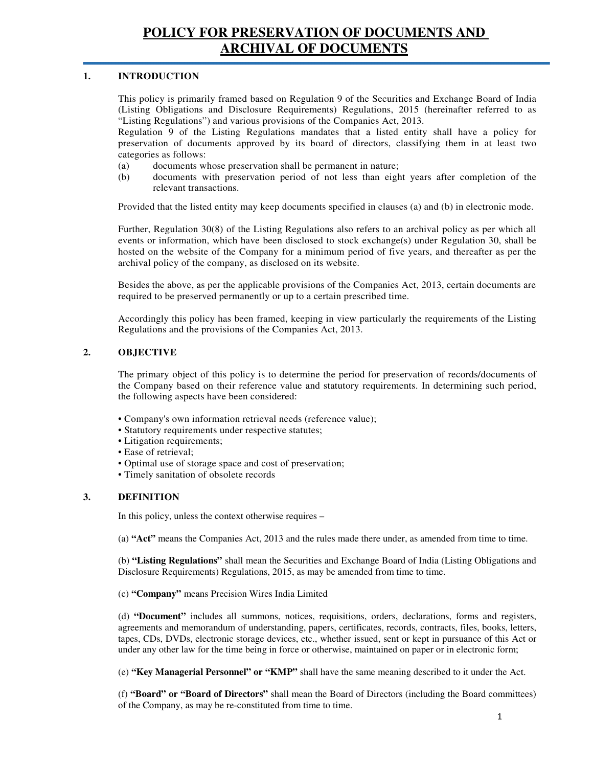# POLICY FOR PRESERVATION OF DOCUMENTS AND ARCHIVAL OF DOCUMENTS

## 1. INTRODUCTION

This policy is primarily framed based on Regulation 9 of the Securities and Exchange Board of India (Listing Obligations and Disclosure Requirements) Regulations, 2015 (hereinafter referred to as "Listing Regulations") and various provisions of the Companies Act, 2013.

Regulation 9 of the Listing Regulations mandates that a listed entity shall have a policy for preservation of documents approved by its board of directors, classifying them in at least two categories as follows:

(a) documents whose preservation shall be permanent in nature;

(b) documents with preservation period of not less than eight years after completion of the relevant transactions.

Provided that the listed entity may keep documents specified in clauses (a) and (b) in electronic mode.

Further, Regulation 30(8) of the Listing Regulations also refers to an archival policy as per which all events or information, which have been disclosed to stock exchange(s) under Regulation 30, shall be hosted on the website of the Company for a minimum period of five years, and thereafter as per the archival policy of the company, as disclosed on its website.

Besides the above, as per the applicable provisions of the Companies Act, 2013, certain documents are required to be preserved permanently or up to a certain prescribed time.

Accordingly this policy has been framed, keeping in view particularly the requirements of the Listing Regulations and the provisions of the Companies Act, 2013.

## 2. OBJECTIVE

The primary object of this policy is to determine the period for preservation of records/documents of the Company based on their reference value and statutory requirements. In determining such period, the following aspects have been considered:

- Company's own information retrieval needs (reference value);
- Statutory requirements under respective statutes;
- Litigation requirements;
- Ease of retrieval;
- Optimal use of storage space and cost of preservation;
- Timely sanitation of obsolete records

## 3. DEFINITION

In this policy, unless the context otherwise requires –

(a) **"Act"** means the Companies Act, 2013 and the rules made there under, as amended from time to time.

(b) **"Listing Regulations"** shall mean the Securities and Exchange Board of India (Listing Obligations and Disclosure Requirements) Regulations, 2015, as may be amended from time to time.

(c) **"Company"** means Precision Wires India Limited

(d) **"Document"** includes all summons, notices, requisitions, orders, declarations, forms and registers, agreements and memorandum of understanding, papers, certificates, records, contracts, files, books, letters, tapes, CDs, DVDs, electronic storage devices, etc., whether issued, sent or kept in pursuance of this Act or under any other law for the time being in force or otherwise, maintained on paper or in electronic form;

(e) **"Key Managerial Personnel" or "KMP"** shall have the same meaning described to it under the Act.

(f) **"Board" or "Board of Directors"** shall mean the Board of Directors (including the Board committees) of the Company, as may be re-constituted from time to time.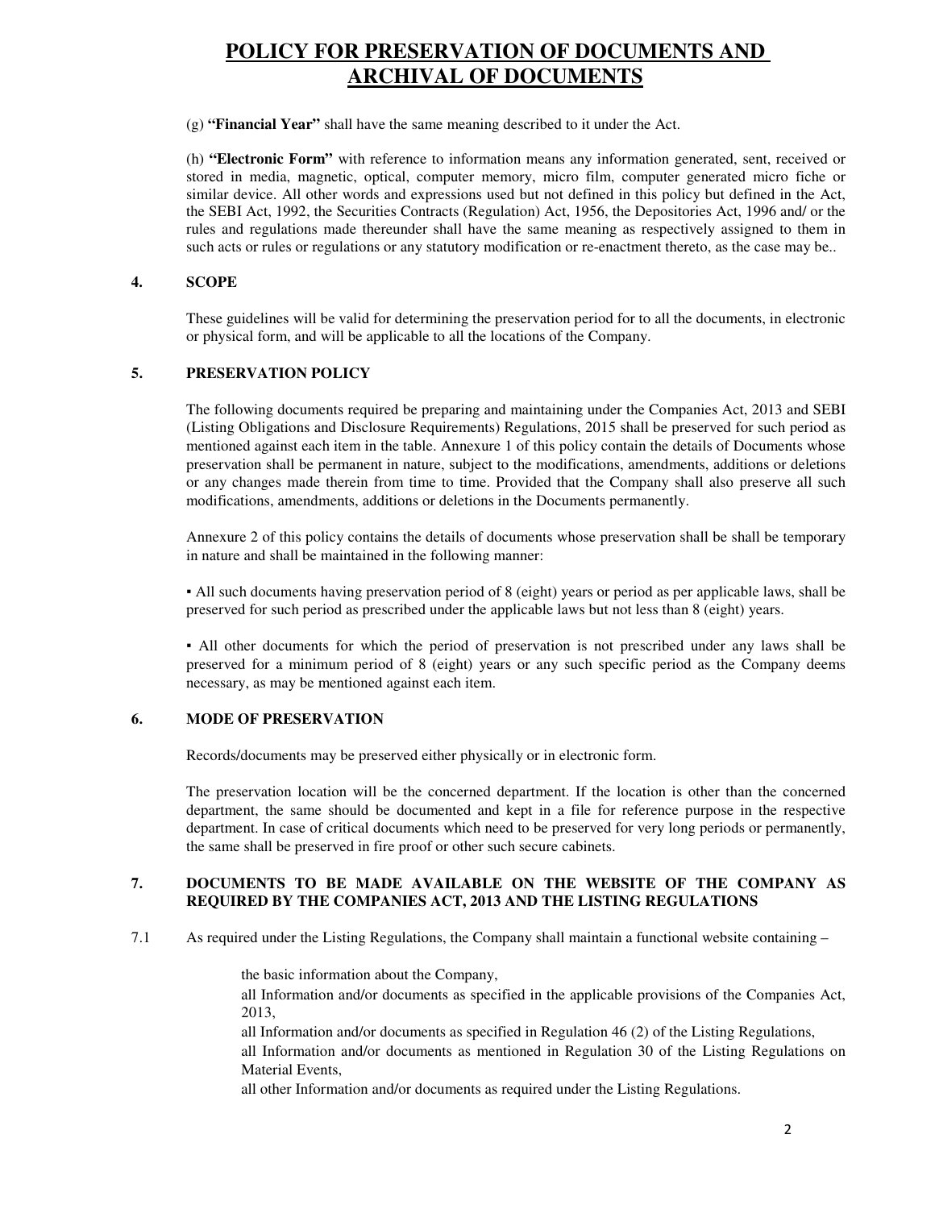# POLICY FOR PRESERVATION OF DOCUMENTS AND ARCHIVAL OF DOCUMENTS

(g) **"Financial Year"** shall have the same meaning described to it under the Act.

(h) **"Electronic Form"** with reference to information means any information generated, sent, received or stored in media, magnetic, optical, computer memory, micro film, computer generated micro fiche or similar device. All other words and expressions used but not defined in this policy but defined in the Act, the SEBI Act, 1992, the Securities Contracts (Regulation) Act, 1956, the Depositories Act, 1996 and/ or the rules and regulations made thereunder shall have the same meaning as respectively assigned to them in such acts or rules or regulations or any statutory modification or re-enactment thereto, as the case may be..

## 4. SCOPE

These guidelines will be valid for determining the preservation period for to all the documents, in electronic or physical form, and will be applicable to all the locations of the Company.

## 5. PRESERVATION POLICY

The following documents required be preparing and maintaining under the Companies Act, 2013 and SEBI (Listing Obligations and Disclosure Requirements) Regulations, 2015 shall be preserved for such period as mentioned against each item in the table. Annexure 1 of this policy contain the details of Documents whose preservation shall be permanent in nature, subject to the modifications, amendments, additions or deletions or any changes made therein from time to time. Provided that the Company shall also preserve all such modifications, amendments, additions or deletions in the Documents permanently.

Annexure 2 of this policy contains the details of documents whose preservation shall be shall be temporary in nature and shall be maintained in the following manner:

▪ All such documents having preservation period of 8 (eight) years or period as per applicable laws, shall be preserved for such period as prescribed under the applicable laws but not less than 8 (eight) years.

▪ All other documents for which the period of preservation is not prescribed under any laws shall be preserved for a minimum period of 8 (eight) years or any such specific period as the Company deems necessary, as may be mentioned against each item.

## 6. MODE OF PRESERVATION

Records/documents may be preserved either physically or in electronic form.

The preservation location will be the concerned department. If the location is other than the concerned department, the same should be documented and kept in a file for reference purpose in the respective department. In case of critical documents which need to be preserved for very long periods or permanently, the same shall be preserved in fire proof or other such secure cabinets.

## 7. DOCUMENTS TO BE MADE AVAILABLE ON THE WEBSITE OF THE COMPANY AS REQUIRED BY THE COMPANIES ACT, 2013 AND THE LISTING REGULATIONS

7.1 As required under the Listing Regulations, the Company shall maintain a functional website containing –

- the basic information about the Company,
- all Information and/or documents as specified in the applicable provisions of the Companies Act, 2013,
- all Information and/or documents as specified in Regulation 46 (2) of the Listing Regulations,
- all Information and/or documents as mentioned in Regulation 30 of the Listing Regulations on Material Events,
- all other Information and/or documents as required under the Listing Regulations.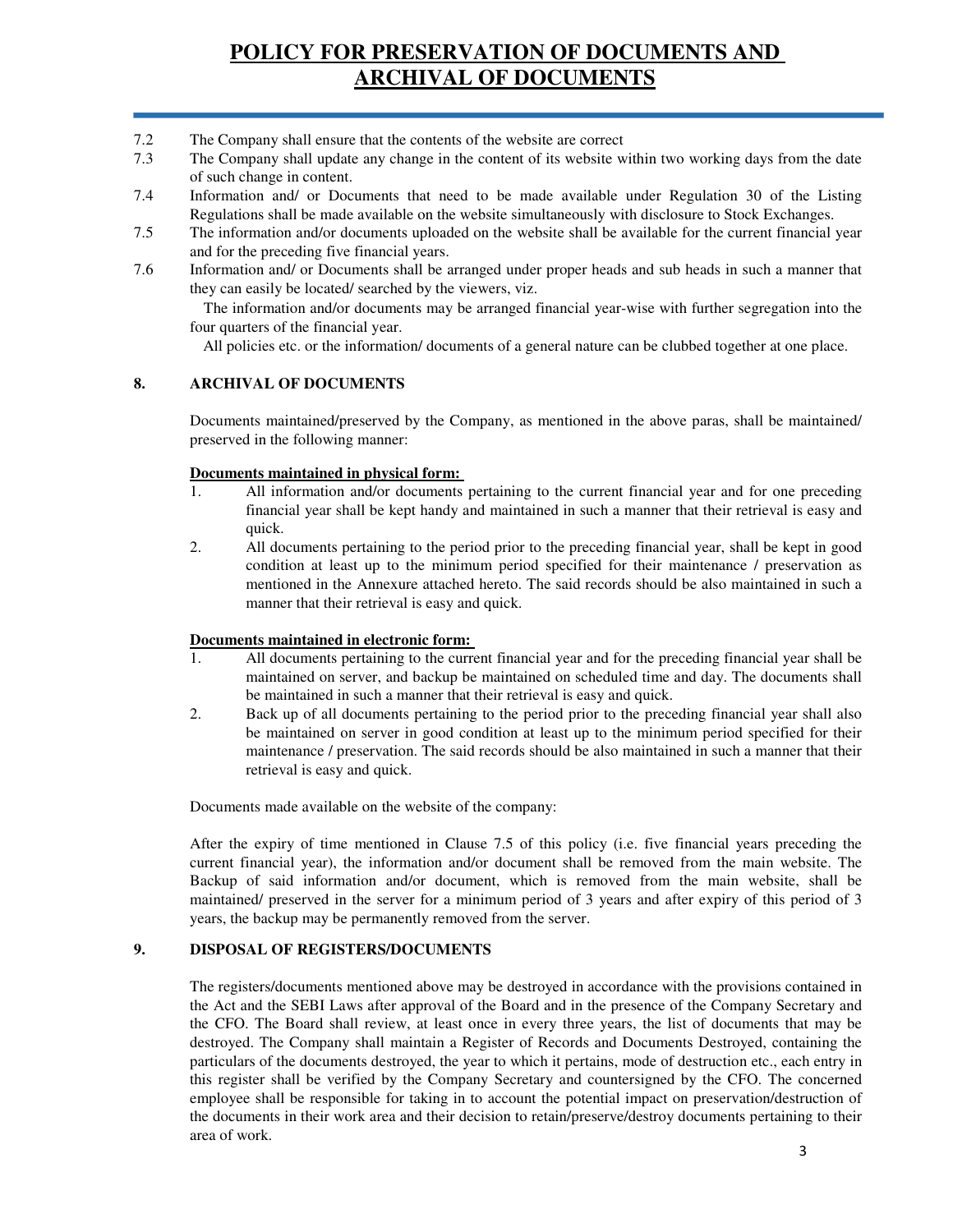7.2 The Company shall ensure that the contents of the website are correct

7.3 The Company shall update any change in the content of its website within two working days from the date of such change in content.

7.4 Information and/ or Documents that need to be made available under Regulation 30 of the Listing Regulations shall be made available on the website simultaneously with disclosure to Stock Exchanges.

7.5 The information and/or documents uploaded on the website shall be available for the current financial year and for the preceding five financial years.

7.6 Information and/ or Documents shall be arranged under proper heads and sub heads in such a manner that they can easily be located/ searched by the viewers, viz.

The information and/or documents may be arranged financial year-wise with further segregation into the four quarters of the financial year.

All policies etc. or the information/ documents of a general nature can be clubbed together at one place.

## 8. ARCHIVAL OF DOCUMENTS

Documents maintained/preserved by the Company, as mentioned in the above paras, shall be maintained/ preserved in the following manner:

**Documents maintained in physical form:**

1. All information and/or documents pertaining to the current financial year and for one preceding financial year shall be kept handy and maintained in such a manner that their retrieval is easy and quick.
2. All documents pertaining to the period prior to the preceding financial year, shall be kept in good condition at least up to the minimum period specified for their maintenance / preservation as mentioned in the Annexure attached hereto. The said records should be also maintained in such a manner that their retrieval is easy and quick.

**Documents maintained in electronic form:**

1. All documents pertaining to the current financial year and for the preceding financial year shall be maintained on server, and backup be maintained on scheduled time and day. The documents shall be maintained in such a manner that their retrieval is easy and quick.
2. Back up of all documents pertaining to the period prior to the preceding financial year shall also be maintained on server in good condition at least up to the minimum period specified for their maintenance / preservation. The said records should be also maintained in such a manner that their retrieval is easy and quick.

Documents made available on the website of the company:

After the expiry of time mentioned in Clause 7.5 of this policy (i.e. five financial years preceding the current financial year), the information and/or document shall be removed from the main website. The Backup of said information and/or document, which is removed from the main website, shall be maintained/ preserved in the server for a minimum period of 3 years and after expiry of this period of 3 years, the backup may be permanently removed from the server.

## 9. DISPOSAL OF REGISTERS/DOCUMENTS

The registers/documents mentioned above may be destroyed in accordance with the provisions contained in the Act and the SEBI Laws after approval of the Board and in the presence of the Company Secretary and the CFO. The Board shall review, at least once in every three years, the list of documents that may be destroyed. The Company shall maintain a Register of Records and Documents Destroyed, containing the particulars of the documents destroyed, the year to which it pertains, mode of destruction etc., each entry in this register shall be verified by the Company Secretary and countersigned by the CFO. The concerned employee shall be responsible for taking in to account the potential impact on preservation/destruction of the documents in their work area and their decision to retain/preserve/destroy documents pertaining to their area of work.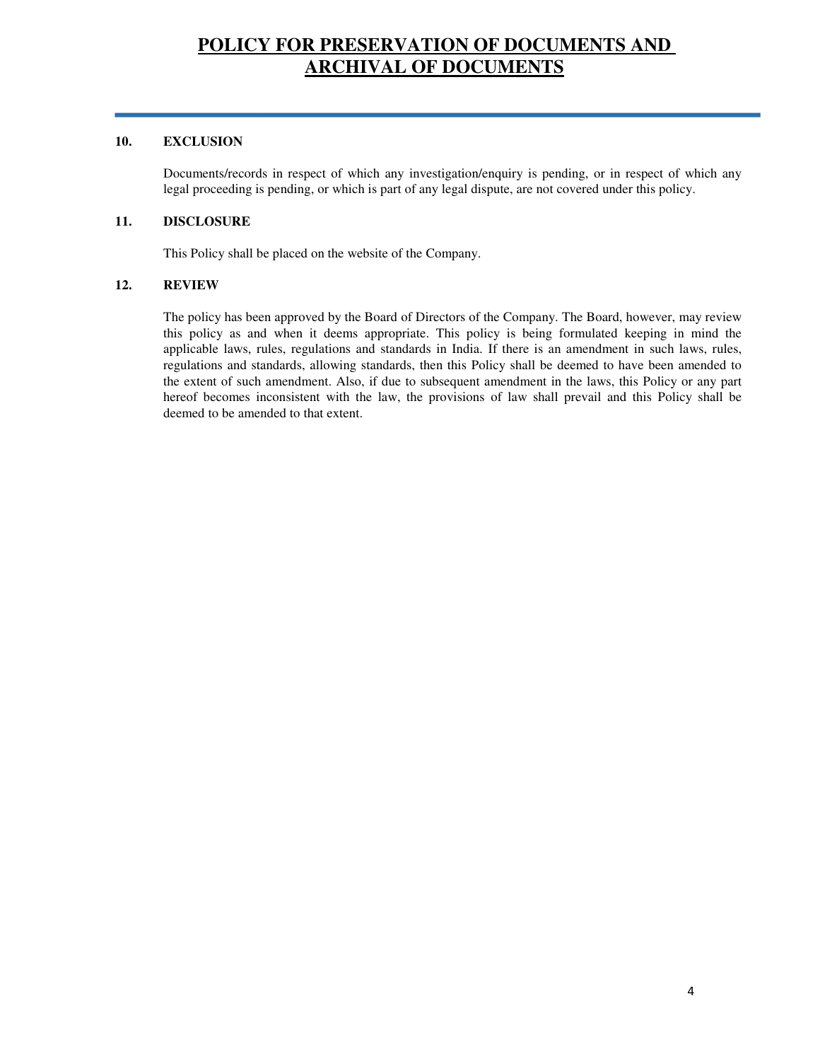# POLICY FOR PRESERVATION OF DOCUMENTS AND ARCHIVAL OF DOCUMENTS

**10. EXCLUSION**

Documents/records in respect of which any investigation/enquiry is pending, or in respect of which any legal proceeding is pending, or which is part of any legal dispute, are not covered under this policy.

**11. DISCLOSURE**

This Policy shall be placed on the website of the Company.

**12. REVIEW**

The policy has been approved by the Board of Directors of the Company. The Board, however, may review this policy as and when it deems appropriate. This policy is being formulated keeping in mind the applicable laws, rules, regulations and standards in India. If there is an amendment in such laws, rules, regulations and standards, allowing standards, then this Policy shall be deemed to have been amended to the extent of such amendment. Also, if due to subsequent amendment in the laws, this Policy or any part hereof becomes inconsistent with the law, the provisions of law shall prevail and this Policy shall be deemed to be amended to that extent.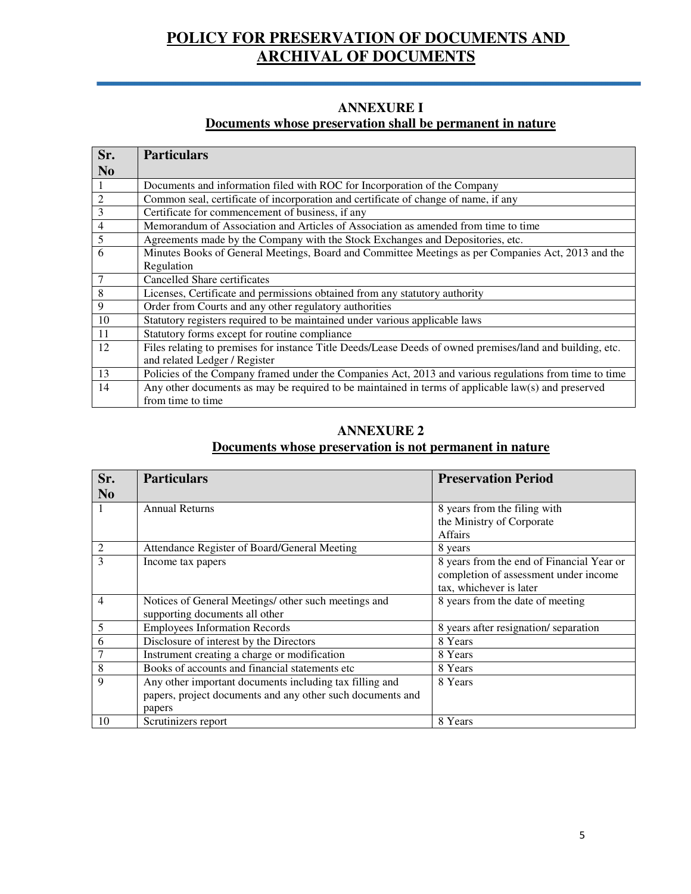# POLICY FOR PRESERVATION OF DOCUMENTS AND ARCHIVAL OF DOCUMENTS

## ANNEXURE I

### Documents whose preservation shall be permanent in nature

| Sr. No | Particulars |
|---|---|
| 1 | Documents and information filed with ROC for Incorporation of the Company |
| 2 | Common seal, certificate of incorporation and certificate of change of name, if any |
| 3 | Certificate for commencement of business, if any |
| 4 | Memorandum of Association and Articles of Association as amended from time to time |
| 5 | Agreements made by the Company with the Stock Exchanges and Depositories, etc. |
| 6 | Minutes Books of General Meetings, Board and Committee Meetings as per Companies Act, 2013 and the Regulation |
| 7 | Cancelled Share certificates |
| 8 | Licenses, Certificate and permissions obtained from any statutory authority |
| 9 | Order from Courts and any other regulatory authorities |
| 10 | Statutory registers required to be maintained under various applicable laws |
| 11 | Statutory forms except for routine compliance |
| 12 | Files relating to premises for instance Title Deeds/Lease Deeds of owned premises/land and building, etc. and related Ledger / Register |
| 13 | Policies of the Company framed under the Companies Act, 2013 and various regulations from time to time |
| 14 | Any other documents as may be required to be maintained in terms of applicable law(s) and preserved from time to time |

## ANNEXURE 2

### Documents whose preservation is not permanent in nature

| Sr. No | Particulars | Preservation Period |
|---|---|---|
| 1 | Annual Returns | 8 years from the filing with the Ministry of Corporate Affairs |
| 2 | Attendance Register of Board/General Meeting | 8 years |
| 3 | Income tax papers | 8 years from the end of Financial Year or completion of assessment under income tax, whichever is later |
| 4 | Notices of General Meetings/ other such meetings and supporting documents all other | 8 years from the date of meeting |
| 5 | Employees Information Records | 8 years after resignation/ separation |
| 6 | Disclosure of interest by the Directors | 8 Years |
| 7 | Instrument creating a charge or modification | 8 Years |
| 8 | Books of accounts and financial statements etc | 8 Years |
| 9 | Any other important documents including tax filling and papers, project documents and any other such documents and papers | 8 Years |
| 10 | Scrutinizers report | 8 Years |